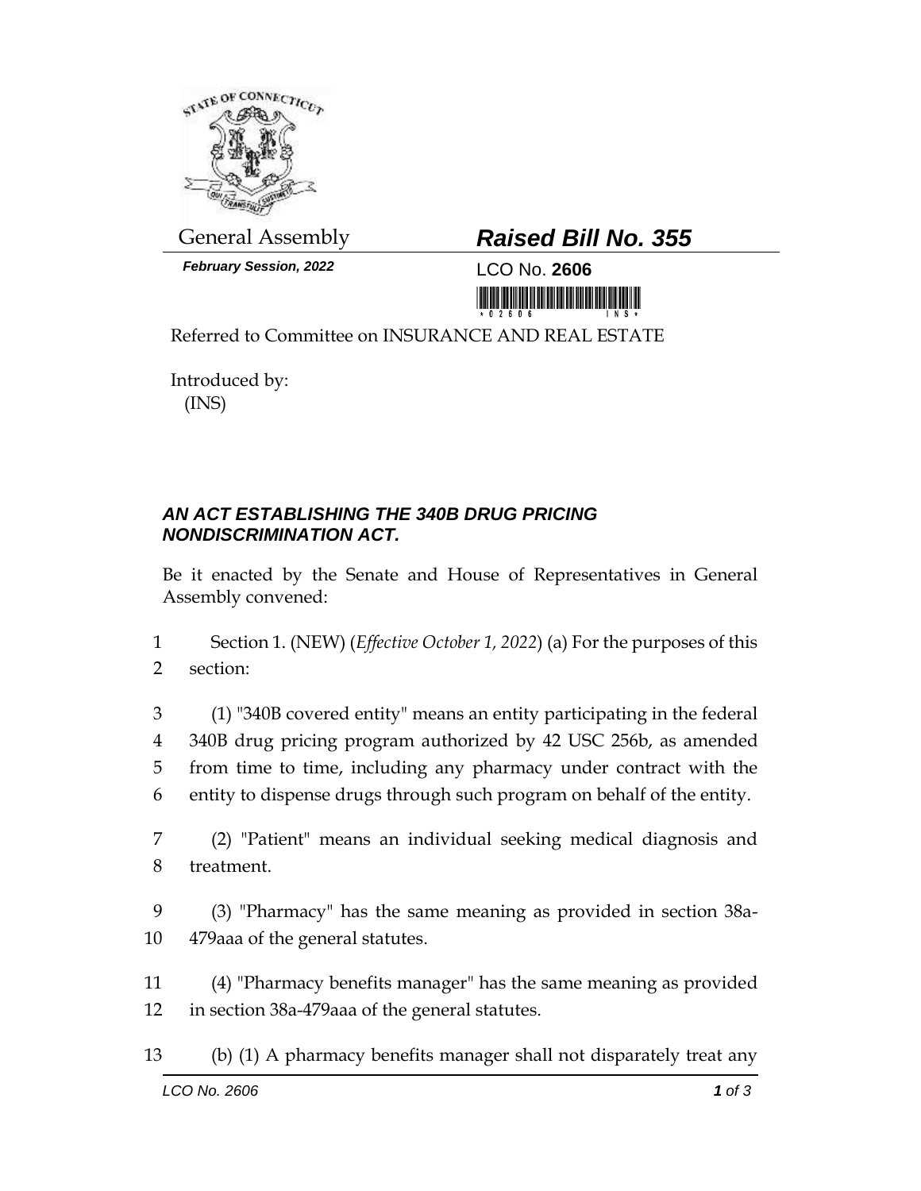General Assembly

***February Session, 2022***

# *Raised Bill No. 355*

LCO No. **2606**

Referred to Committee on INSURANCE AND REAL ESTATE

Introduced by:
(INS)

## *AN ACT ESTABLISHING THE 340B DRUG PRICING NONDISCRIMINATION ACT.*

Be it enacted by the Senate and House of Representatives in General Assembly convened:

1 Section 1. (NEW) (*Effective October 1, 2022*) (a) For the purposes of this
2 section:

3 (1) "340B covered entity" means an entity participating in the federal
4 340B drug pricing program authorized by 42 USC 256b, as amended
5 from time to time, including any pharmacy under contract with the
6 entity to dispense drugs through such program on behalf of the entity.

7 (2) "Patient" means an individual seeking medical diagnosis and
8 treatment.

9 (3) "Pharmacy" has the same meaning as provided in section 38a-
10 479aaa of the general statutes.

11 (4) "Pharmacy benefits manager" has the same meaning as provided
12 in section 38a-479aaa of the general statutes.

13 (b) (1) A pharmacy benefits manager shall not disparately treat any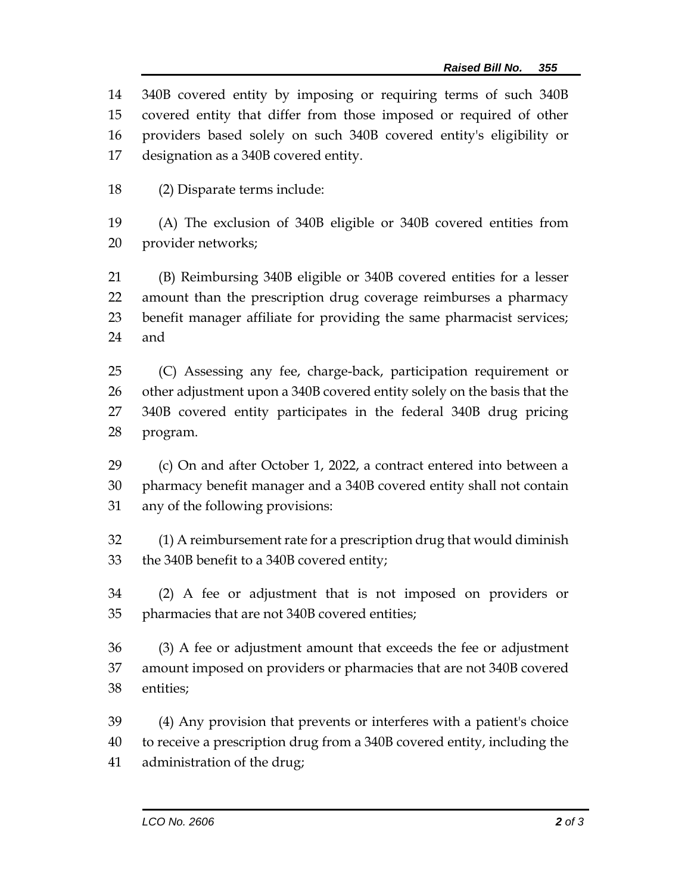340B covered entity by imposing or requiring terms of such 340B covered entity that differ from those imposed or required of other providers based solely on such 340B covered entity's eligibility or designation as a 340B covered entity.

(2) Disparate terms include:

(A) The exclusion of 340B eligible or 340B covered entities from provider networks;

(B) Reimbursing 340B eligible or 340B covered entities for a lesser amount than the prescription drug coverage reimburses a pharmacy benefit manager affiliate for providing the same pharmacist services; and

(C) Assessing any fee, charge-back, participation requirement or other adjustment upon a 340B covered entity solely on the basis that the 340B covered entity participates in the federal 340B drug pricing program.

(c) On and after October 1, 2022, a contract entered into between a pharmacy benefit manager and a 340B covered entity shall not contain any of the following provisions:

(1) A reimbursement rate for a prescription drug that would diminish the 340B benefit to a 340B covered entity;

(2) A fee or adjustment that is not imposed on providers or pharmacies that are not 340B covered entities;

(3) A fee or adjustment amount that exceeds the fee or adjustment amount imposed on providers or pharmacies that are not 340B covered entities;

(4) Any provision that prevents or interferes with a patient's choice to receive a prescription drug from a 340B covered entity, including the administration of the drug;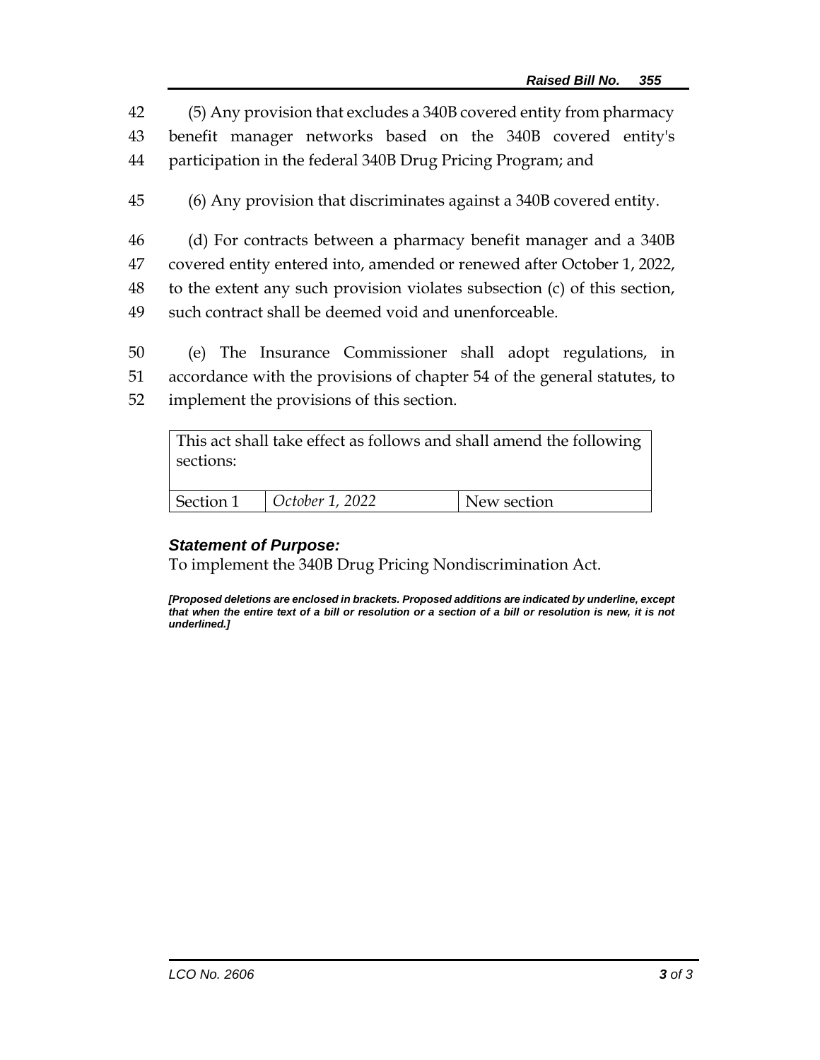42 (5) Any provision that excludes a 340B covered entity from pharmacy
43 benefit manager networks based on the 340B covered entity's
44 participation in the federal 340B Drug Pricing Program; and

45 (6) Any provision that discriminates against a 340B covered entity.

46 (d) For contracts between a pharmacy benefit manager and a 340B
47 covered entity entered into, amended or renewed after October 1, 2022,
48 to the extent any such provision violates subsection (c) of this section,
49 such contract shall be deemed void and unenforceable.

50 (e) The Insurance Commissioner shall adopt regulations, in
51 accordance with the provisions of chapter 54 of the general statutes, to
52 implement the provisions of this section.

| This act shall take effect as follows and shall amend the following sections: | | |
|---|---|---|
| Section 1 | *October 1, 2022* | New section |

### *Statement of Purpose:*

To implement the 340B Drug Pricing Nondiscrimination Act.

***[Proposed deletions are enclosed in brackets. Proposed additions are indicated by underline, except that when the entire text of a bill or resolution or a section of a bill or resolution is new, it is not underlined.]***